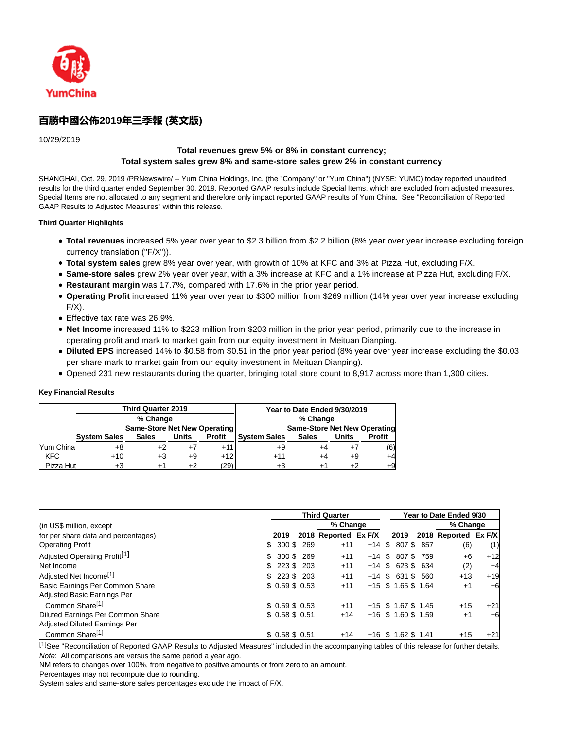YumChina

# 百勝中國公佈2019年三季報 (英文版)

10/29/2019

**Total revenues grew 5% or 8% in constant currency;**
**Total system sales grew 8% and same-store sales grew 2% in constant currency**

SHANGHAI, Oct. 29, 2019 /PRNewswire/ -- Yum China Holdings, Inc. (the "Company" or "Yum China") (NYSE: YUMC) today reported unaudited results for the third quarter ended September 30, 2019. Reported GAAP results include Special Items, which are excluded from adjusted measures. Special Items are not allocated to any segment and therefore only impact reported GAAP results of Yum China. See "Reconciliation of Reported GAAP Results to Adjusted Measures" within this release.

**Third Quarter Highlights**

- **Total revenues** increased 5% year over year to $2.3 billion from $2.2 billion (8% year over year increase excluding foreign currency translation ("F/X")).
- **Total system sales** grew 8% year over year, with growth of 10% at KFC and 3% at Pizza Hut, excluding F/X.
- **Same-store sales** grew 2% year over year, with a 3% increase at KFC and a 1% increase at Pizza Hut, excluding F/X.
- **Restaurant margin** was 17.7%, compared with 17.6% in the prior year period.
- **Operating Profit** increased 11% year over year to $300 million from $269 million (14% year over year increase excluding F/X).
- Effective tax rate was 26.9%.
- **Net Income** increased 11% to $223 million from $203 million in the prior year period, primarily due to the increase in operating profit and mark to market gain from our equity investment in Meituan Dianping.
- **Diluted EPS** increased 14% to $0.58 from $0.51 in the prior year period (8% year over year increase excluding the $0.03 per share mark to market gain from our equity investment in Meituan Dianping).
- Opened 231 new restaurants during the quarter, bringing total store count to 8,917 across more than 1,300 cities.

**Key Financial Results**

| | Third Quarter 2019 | | | | Year to Date Ended 9/30/2019 | | | |
|---|---|---|---|---|---|---|---|---|
| | % Change | | | | % Change | | | |
| | System Sales | Same-Store Sales | Net New Units | Operating Profit | System Sales | Same-Store Sales | Net New Units | Operating Profit |
| Yum China | +8 | +2 | +7 | +11 | +9 | +4 | +7 | (6) |
| KFC | +10 | +3 | +9 | +12 | +11 | +4 | +9 | +4 |
| Pizza Hut | +3 | +1 | +2 | (29) | +3 | +1 | +2 | +9 |

| (in US$ million, except for per share data and percentages) | Third Quarter | | | | Year to Date Ended 9/30 | | | |
|---|---|---|---|---|---|---|---|---|
| | | | % Change | | | | % Change | |
| | 2019 | 2018 | Reported | Ex F/X | 2019 | 2018 | Reported | Ex F/X |
| Operating Profit | $ 300 | $ 269 | +11 | +14 | $ 807 | $ 857 | (6) | (1) |
| Adjusted Operating Profit[1] | $ 300 | $ 269 | +11 | +14 | $ 807 | $ 759 | +6 | +12 |
| Net Income | $ 223 | $ 203 | +11 | +14 | $ 623 | $ 634 | (2) | +4 |
| Adjusted Net Income[1] | $ 223 | $ 203 | +11 | +14 | $ 631 | $ 560 | +13 | +19 |
| Basic Earnings Per Common Share | $ 0.59 | $ 0.53 | +11 | +15 | $ 1.65 | $ 1.64 | +1 | +6 |
| Adjusted Basic Earnings Per Common Share[1] | $ 0.59 | $ 0.53 | +11 | +15 | $ 1.67 | $ 1.45 | +15 | +21 |
| Diluted Earnings Per Common Share | $ 0.58 | $ 0.51 | +14 | +16 | $ 1.60 | $ 1.59 | +1 | +6 |
| Adjusted Diluted Earnings Per Common Share[1] | $ 0.58 | $ 0.51 | +14 | +16 | $ 1.62 | $ 1.41 | +15 | +21 |

[1]See "Reconciliation of Reported GAAP Results to Adjusted Measures" included in the accompanying tables of this release for further details.
*Note*: All comparisons are versus the same period a year ago.
NM refers to changes over 100%, from negative to positive amounts or from zero to an amount.
Percentages may not recompute due to rounding.
System sales and same-store sales percentages exclude the impact of F/X.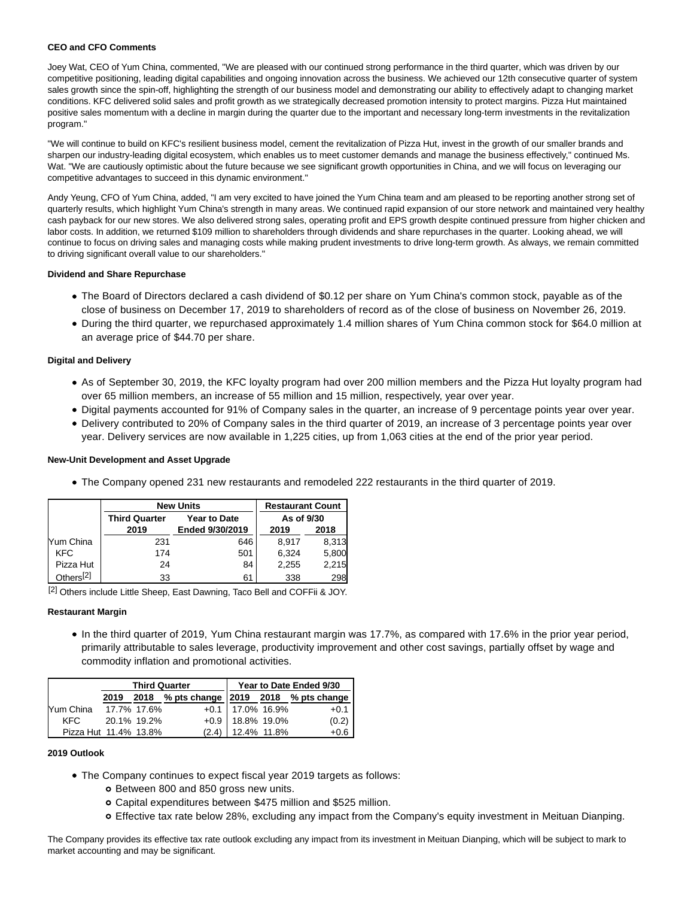**CEO and CFO Comments**

Joey Wat, CEO of Yum China, commented, "We are pleased with our continued strong performance in the third quarter, which was driven by our competitive positioning, leading digital capabilities and ongoing innovation across the business. We achieved our 12th consecutive quarter of system sales growth since the spin-off, highlighting the strength of our business model and demonstrating our ability to effectively adapt to changing market conditions. KFC delivered solid sales and profit growth as we strategically decreased promotion intensity to protect margins. Pizza Hut maintained positive sales momentum with a decline in margin during the quarter due to the important and necessary long-term investments in the revitalization program."

"We will continue to build on KFC's resilient business model, cement the revitalization of Pizza Hut, invest in the growth of our smaller brands and sharpen our industry-leading digital ecosystem, which enables us to meet customer demands and manage the business effectively," continued Ms. Wat. "We are cautiously optimistic about the future because we see significant growth opportunities in China, and we will focus on leveraging our competitive advantages to succeed in this dynamic environment."

Andy Yeung, CFO of Yum China, added, "I am very excited to have joined the Yum China team and am pleased to be reporting another strong set of quarterly results, which highlight Yum China's strength in many areas. We continued rapid expansion of our store network and maintained very healthy cash payback for our new stores. We also delivered strong sales, operating profit and EPS growth despite continued pressure from higher chicken and labor costs. In addition, we returned $109 million to shareholders through dividends and share repurchases in the quarter. Looking ahead, we will continue to focus on driving sales and managing costs while making prudent investments to drive long-term growth. As always, we remain committed to driving significant overall value to our shareholders."

**Dividend and Share Repurchase**

- The Board of Directors declared a cash dividend of $0.12 per share on Yum China's common stock, payable as of the close of business on December 17, 2019 to shareholders of record as of the close of business on November 26, 2019.
- During the third quarter, we repurchased approximately 1.4 million shares of Yum China common stock for $64.0 million at an average price of $44.70 per share.

**Digital and Delivery**

- As of September 30, 2019, the KFC loyalty program had over 200 million members and the Pizza Hut loyalty program had over 65 million members, an increase of 55 million and 15 million, respectively, year over year.
- Digital payments accounted for 91% of Company sales in the quarter, an increase of 9 percentage points year over year.
- Delivery contributed to 20% of Company sales in the third quarter of 2019, an increase of 3 percentage points year over year. Delivery services are now available in 1,225 cities, up from 1,063 cities at the end of the prior year period.

**New-Unit Development and Asset Upgrade**

- The Company opened 231 new restaurants and remodeled 222 restaurants in the third quarter of 2019.

| | New Units | | Restaurant Count | |
|---|---|---|---|---|
| | Third Quarter 2019 | Year to Date Ended 9/30/2019 | As of 9/30 2019 | As of 9/30 2018 |
| Yum China | 231 | 646 | 8,917 | 8,313 |
| KFC | 174 | 501 | 6,324 | 5,800 |
| Pizza Hut | 24 | 84 | 2,255 | 2,215 |
| Others[2] | 33 | 61 | 338 | 298 |

[2] Others include Little Sheep, East Dawning, Taco Bell and COFFii & JOY.

**Restaurant Margin**

- In the third quarter of 2019, Yum China restaurant margin was 17.7%, as compared with 17.6% in the prior year period, primarily attributable to sales leverage, productivity improvement and other cost savings, partially offset by wage and commodity inflation and promotional activities.

| | Third Quarter | | | Year to Date Ended 9/30 | | |
|---|---|---|---|---|---|---|
| | 2019 | 2018 | % pts change | 2019 | 2018 | % pts change |
| Yum China | 17.7% | 17.6% | +0.1 | 17.0% | 16.9% | +0.1 |
| KFC | 20.1% | 19.2% | +0.9 | 18.8% | 19.0% | (0.2) |
| Pizza Hut | 11.4% | 13.8% | (2.4) | 12.4% | 11.8% | +0.6 |

**2019 Outlook**

- The Company continues to expect fiscal year 2019 targets as follows:
  - Between 800 and 850 gross new units.
  - Capital expenditures between $475 million and $525 million.
  - Effective tax rate below 28%, excluding any impact from the Company's equity investment in Meituan Dianping.

The Company provides its effective tax rate outlook excluding any impact from its investment in Meituan Dianping, which will be subject to mark to market accounting and may be significant.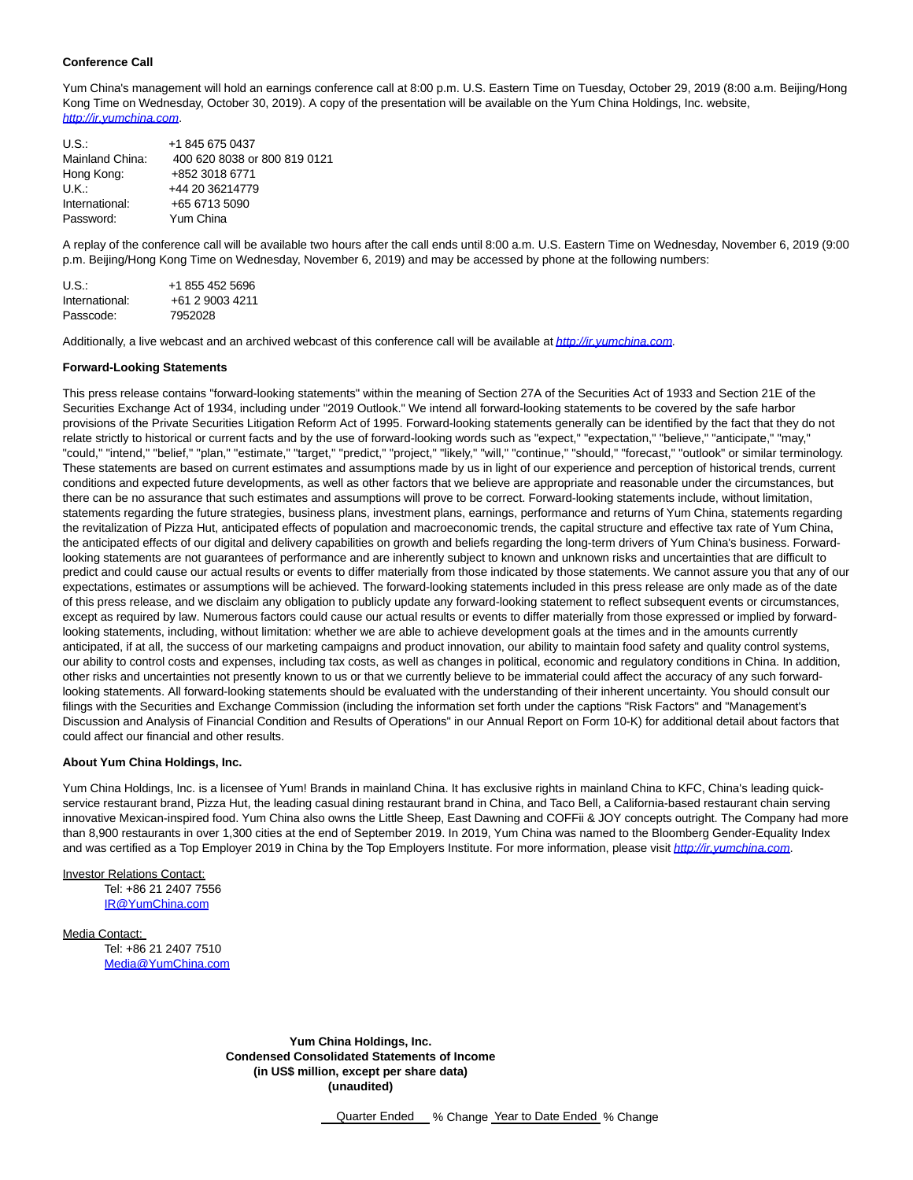**Conference Call**

Yum China's management will hold an earnings conference call at 8:00 p.m. U.S. Eastern Time on Tuesday, October 29, 2019 (8:00 a.m. Beijing/Hong Kong Time on Wednesday, October 30, 2019). A copy of the presentation will be available on the Yum China Holdings, Inc. website, http://ir.yumchina.com.

| | |
|---|---|
| U.S.: | +1 845 675 0437 |
| Mainland China: | 400 620 8038 or 800 819 0121 |
| Hong Kong: | +852 3018 6771 |
| U.K.: | +44 20 36214779 |
| International: | +65 6713 5090 |
| Password: | Yum China |

A replay of the conference call will be available two hours after the call ends until 8:00 a.m. U.S. Eastern Time on Wednesday, November 6, 2019 (9:00 p.m. Beijing/Hong Kong Time on Wednesday, November 6, 2019) and may be accessed by phone at the following numbers:

| | |
|---|---|
| U.S.: | +1 855 452 5696 |
| International: | +61 2 9003 4211 |
| Passcode: | 7952028 |

Additionally, a live webcast and an archived webcast of this conference call will be available at http://ir.yumchina.com.

**Forward-Looking Statements**

This press release contains "forward-looking statements" within the meaning of Section 27A of the Securities Act of 1933 and Section 21E of the Securities Exchange Act of 1934, including under "2019 Outlook." We intend all forward-looking statements to be covered by the safe harbor provisions of the Private Securities Litigation Reform Act of 1995. Forward-looking statements generally can be identified by the fact that they do not relate strictly to historical or current facts and by the use of forward-looking words such as "expect," "expectation," "believe," "anticipate," "may," "could," "intend," "belief," "plan," "estimate," "target," "predict," "project," "likely," "will," "continue," "should," "forecast," "outlook" or similar terminology. These statements are based on current estimates and assumptions made by us in light of our experience and perception of historical trends, current conditions and expected future developments, as well as other factors that we believe are appropriate and reasonable under the circumstances, but there can be no assurance that such estimates and assumptions will prove to be correct. Forward-looking statements include, without limitation, statements regarding the future strategies, business plans, investment plans, earnings, performance and returns of Yum China, statements regarding the revitalization of Pizza Hut, anticipated effects of population and macroeconomic trends, the capital structure and effective tax rate of Yum China, the anticipated effects of our digital and delivery capabilities on growth and beliefs regarding the long-term drivers of Yum China's business. Forward-looking statements are not guarantees of performance and are inherently subject to known and unknown risks and uncertainties that are difficult to predict and could cause our actual results or events to differ materially from those indicated by those statements. We cannot assure you that any of our expectations, estimates or assumptions will be achieved. The forward-looking statements included in this press release are only made as of the date of this press release, and we disclaim any obligation to publicly update any forward-looking statement to reflect subsequent events or circumstances, except as required by law. Numerous factors could cause our actual results or events to differ materially from those expressed or implied by forward-looking statements, including, without limitation: whether we are able to achieve development goals at the times and in the amounts currently anticipated, if at all, the success of our marketing campaigns and product innovation, our ability to maintain food safety and quality control systems, our ability to control costs and expenses, including tax costs, as well as changes in political, economic and regulatory conditions in China. In addition, other risks and uncertainties not presently known to us or that we currently believe to be immaterial could affect the accuracy of any such forward-looking statements. All forward-looking statements should be evaluated with the understanding of their inherent uncertainty. You should consult our filings with the Securities and Exchange Commission (including the information set forth under the captions "Risk Factors" and "Management's Discussion and Analysis of Financial Condition and Results of Operations" in our Annual Report on Form 10-K) for additional detail about factors that could affect our financial and other results.

**About Yum China Holdings, Inc.**

Yum China Holdings, Inc. is a licensee of Yum! Brands in mainland China. It has exclusive rights in mainland China to KFC, China's leading quick-service restaurant brand, Pizza Hut, the leading casual dining restaurant brand in China, and Taco Bell, a California-based restaurant chain serving innovative Mexican-inspired food. Yum China also owns the Little Sheep, East Dawning and COFFii & JOY concepts outright. The Company had more than 8,900 restaurants in over 1,300 cities at the end of September 2019. In 2019, Yum China was named to the Bloomberg Gender-Equality Index and was certified as a Top Employer 2019 in China by the Top Employers Institute. For more information, please visit http://ir.yumchina.com.

Investor Relations Contact:
Tel: +86 21 2407 7556
IR@YumChina.com

Media Contact:
Tel: +86 21 2407 7510
Media@YumChina.com

**Yum China Holdings, Inc.**
**Condensed Consolidated Statements of Income**
**(in US$ million, except per share data)**
**(unaudited)**

| | Quarter Ended | % Change | Year to Date Ended | % Change |
|---|---|---|---|---|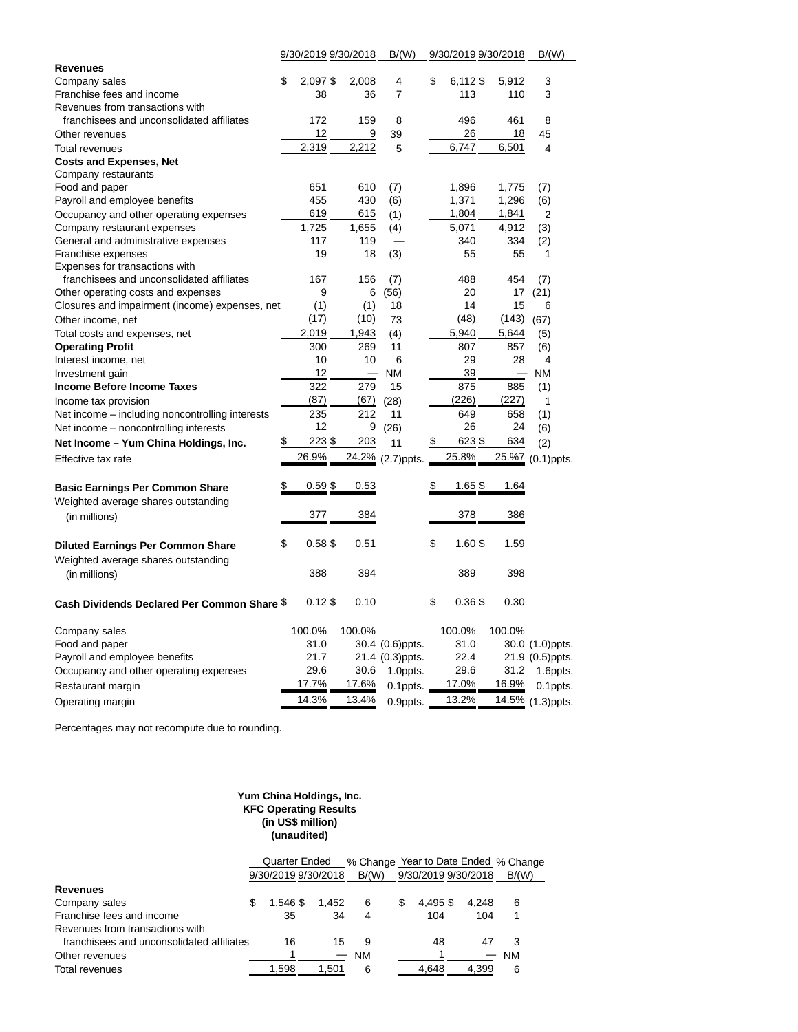| | 9/30/2019 | 9/30/2018 | B/(W) | 9/30/2019 | 9/30/2018 | B/(W) |
|---|---|---|---|---|---|---|
| **Revenues** | | | | | | |
| Company sales | $ 2,097 | $ 2,008 | 4 | $ 6,112 | $ 5,912 | 3 |
| Franchise fees and income | 38 | 36 | 7 | 113 | 110 | 3 |
| Revenues from transactions with franchisees and unconsolidated affiliates | 172 | 159 | 8 | 496 | 461 | 8 |
| Other revenues | 12 | 9 | 39 | 26 | 18 | 45 |
| Total revenues | 2,319 | 2,212 | 5 | 6,747 | 6,501 | 4 |
| **Costs and Expenses, Net** | | | | | | |
| Company restaurants | | | | | | |
| Food and paper | 651 | 610 | (7) | 1,896 | 1,775 | (7) |
| Payroll and employee benefits | 455 | 430 | (6) | 1,371 | 1,296 | (6) |
| Occupancy and other operating expenses | 619 | 615 | (1) | 1,804 | 1,841 | 2 |
| Company restaurant expenses | 1,725 | 1,655 | (4) | 5,071 | 4,912 | (3) |
| General and administrative expenses | 117 | 119 | — | 340 | 334 | (2) |
| Franchise expenses | 19 | 18 | (3) | 55 | 55 | 1 |
| Expenses for transactions with franchisees and unconsolidated affiliates | 167 | 156 | (7) | 488 | 454 | (7) |
| Other operating costs and expenses | 9 | 6 | (56) | 20 | 17 | (21) |
| Closures and impairment (income) expenses, net | (1) | (1) | 18 | 14 | 15 | 6 |
| Other income, net | (17) | (10) | 73 | (48) | (143) | (67) |
| Total costs and expenses, net | 2,019 | 1,943 | (4) | 5,940 | 5,644 | (5) |
| **Operating Profit** | 300 | 269 | 11 | 807 | 857 | (6) |
| Interest income, net | 10 | 10 | 6 | 29 | 28 | 4 |
| Investment gain | 12 | — | NM | 39 | — | NM |
| **Income Before Income Taxes** | 322 | 279 | 15 | 875 | 885 | (1) |
| Income tax provision | (87) | (67) | (28) | (226) | (227) | 1 |
| Net income – including noncontrolling interests | 235 | 212 | 11 | 649 | 658 | (1) |
| Net income – noncontrolling interests | 12 | 9 | (26) | 26 | 24 | (6) |
| **Net Income – Yum China Holdings, Inc.** | $ 223 | $ 203 | 11 | $ 623 | $ 634 | (2) |
| Effective tax rate | 26.9% | 24.2% | (2.7)ppts. | 25.8% | 25.7% | (0.1)ppts. |
| **Basic Earnings Per Common Share** | $ 0.59 | $ 0.53 | | $ 1.65 | $ 1.64 | |
| Weighted average shares outstanding (in millions) | 377 | 384 | | 378 | 386 | |
| **Diluted Earnings Per Common Share** | $ 0.58 | $ 0.51 | | $ 1.60 | $ 1.59 | |
| Weighted average shares outstanding (in millions) | 388 | 394 | | 389 | 398 | |
| **Cash Dividends Declared Per Common Share** | $ 0.12 | $ 0.10 | | $ 0.36 | $ 0.30 | |
| Company sales | 100.0% | 100.0% | | 100.0% | 100.0% | |
| Food and paper | 31.0 | 30.4 | (0.6)ppts. | 31.0 | 30.0 | (1.0)ppts. |
| Payroll and employee benefits | 21.7 | 21.4 | (0.3)ppts. | 22.4 | 21.9 | (0.5)ppts. |
| Occupancy and other operating expenses | 29.6 | 30.6 | 1.0ppts. | 29.6 | 31.2 | 1.6ppts. |
| Restaurant margin | 17.7% | 17.6% | 0.1ppts. | 17.0% | 16.9% | 0.1ppts. |
| Operating margin | 14.3% | 13.4% | 0.9ppts. | 13.2% | 14.5% | (1.3)ppts. |

Percentages may not recompute due to rounding.

**Yum China Holdings, Inc.**
**KFC Operating Results**
**(in US$ million)**
**(unaudited)**

| | Quarter Ended | | % Change | Year to Date Ended | | % Change |
|---|---|---|---|---|---|---|
| | 9/30/2019 | 9/30/2018 | B/(W) | 9/30/2019 | 9/30/2018 | B/(W) |
| **Revenues** | | | | | | |
| Company sales | $ 1,546 | $ 1,452 | 6 | $ 4,495 | $ 4,248 | 6 |
| Franchise fees and income | 35 | 34 | 4 | 104 | 104 | 1 |
| Revenues from transactions with franchisees and unconsolidated affiliates | 16 | 15 | 9 | 48 | 47 | 3 |
| Other revenues | 1 | — | NM | 1 | — | NM |
| Total revenues | 1,598 | 1,501 | 6 | 4,648 | 4,399 | 6 |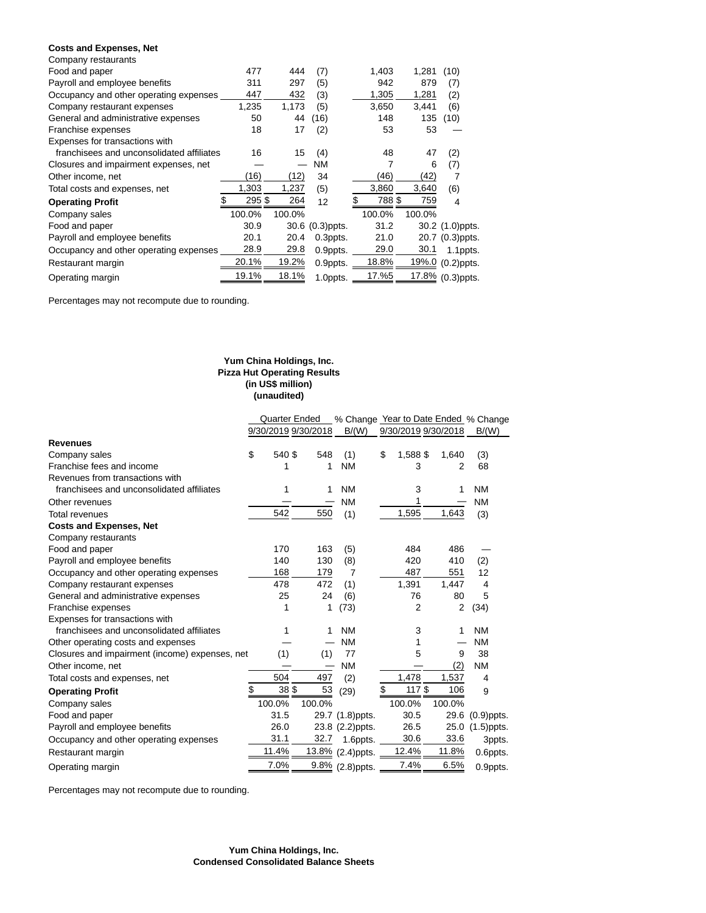| | | | | | | |
|---|---|---|---|---|---|---|
| **Costs and Expenses, Net** | | | | | | |
| Company restaurants | | | | | | |
| Food and paper | 477 | 444 | (7) | 1,403 | 1,281 | (10) |
| Payroll and employee benefits | 311 | 297 | (5) | 942 | 879 | (7) |
| Occupancy and other operating expenses | 447 | 432 | (3) | 1,305 | 1,281 | (2) |
| Company restaurant expenses | 1,235 | 1,173 | (5) | 3,650 | 3,441 | (6) |
| General and administrative expenses | 50 | 44 | (16) | 148 | 135 | (10) |
| Franchise expenses | 18 | 17 | (2) | 53 | 53 | — |
| Expenses for transactions with franchisees and unconsolidated affiliates | 16 | 15 | (4) | 48 | 47 | (2) |
| Closures and impairment expenses, net | — | — | NM | 7 | 6 | (7) |
| Other income, net | (16) | (12) | 34 | (46) | (42) | 7 |
| Total costs and expenses, net | 1,303 | 1,237 | (5) | 3,860 | 3,640 | (6) |
| **Operating Profit** | $ 295 | $ 264 | 12 | $ 788 | $ 759 | 4 |
| Company sales | 100.0% | 100.0% | | 100.0% | 100.0% | |
| Food and paper | 30.9 | 30.6 | (0.3)ppts. | 31.2 | 30.2 | (1.0)ppts. |
| Payroll and employee benefits | 20.1 | 20.4 | 0.3ppts. | 21.0 | 20.7 | (0.3)ppts. |
| Occupancy and other operating expenses | 28.9 | 29.8 | 0.9ppts. | 29.0 | 30.1 | 1.1ppts. |
| Restaurant margin | 20.1% | 19.2% | 0.9ppts. | 18.8% | 19%.0 | (0.2)ppts. |
| Operating margin | 19.1% | 18.1% | 1.0ppts. | 17.%5 | 17.8% | (0.3)ppts. |

Percentages may not recompute due to rounding.

**Yum China Holdings, Inc.**
**Pizza Hut Operating Results**
**(in US$ million)**
**(unaudited)**

| | Quarter Ended | | % Change | Year to Date Ended | | % Change |
|---|---|---|---|---|---|---|
| | 9/30/2019 | 9/30/2018 | B/(W) | 9/30/2019 | 9/30/2018 | B/(W) |
| **Revenues** | | | | | | |
| Company sales | $ 540 | $ 548 | (1) | $ 1,588 | $ 1,640 | (3) |
| Franchise fees and income | 1 | 1 | NM | 3 | 2 | 68 |
| Revenues from transactions with franchisees and unconsolidated affiliates | 1 | 1 | NM | 3 | 1 | NM |
| Other revenues | — | — | NM | 1 | — | NM |
| Total revenues | 542 | 550 | (1) | 1,595 | 1,643 | (3) |
| **Costs and Expenses, Net** | | | | | | |
| Company restaurants | | | | | | |
| Food and paper | 170 | 163 | (5) | 484 | 486 | — |
| Payroll and employee benefits | 140 | 130 | (8) | 420 | 410 | (2) |
| Occupancy and other operating expenses | 168 | 179 | 7 | 487 | 551 | 12 |
| Company restaurant expenses | 478 | 472 | (1) | 1,391 | 1,447 | 4 |
| General and administrative expenses | 25 | 24 | (6) | 76 | 80 | 5 |
| Franchise expenses | 1 | 1 | (73) | 2 | 2 | (34) |
| Expenses for transactions with franchisees and unconsolidated affiliates | 1 | 1 | NM | 3 | 1 | NM |
| Other operating costs and expenses | — | — | NM | 1 | — | NM |
| Closures and impairment (income) expenses, net | (1) | (1) | 77 | 5 | 9 | 38 |
| Other income, net | — | — | NM | — | (2) | NM |
| Total costs and expenses, net | 504 | 497 | (2) | 1,478 | 1,537 | 4 |
| **Operating Profit** | $ 38 | $ 53 | (29) | $ 117 | $ 106 | 9 |
| Company sales | 100.0% | 100.0% | | 100.0% | 100.0% | |
| Food and paper | 31.5 | 29.7 | (1.8)ppts. | 30.5 | 29.6 | (0.9)ppts. |
| Payroll and employee benefits | 26.0 | 23.8 | (2.2)ppts. | 26.5 | 25.0 | (1.5)ppts. |
| Occupancy and other operating expenses | 31.1 | 32.7 | 1.6ppts. | 30.6 | 33.6 | 3ppts. |
| Restaurant margin | 11.4% | 13.8% | (2.4)ppts. | 12.4% | 11.8% | 0.6ppts. |
| Operating margin | 7.0% | 9.8% | (2.8)ppts. | 7.4% | 6.5% | 0.9ppts. |

Percentages may not recompute due to rounding.

**Yum China Holdings, Inc.**
**Condensed Consolidated Balance Sheets**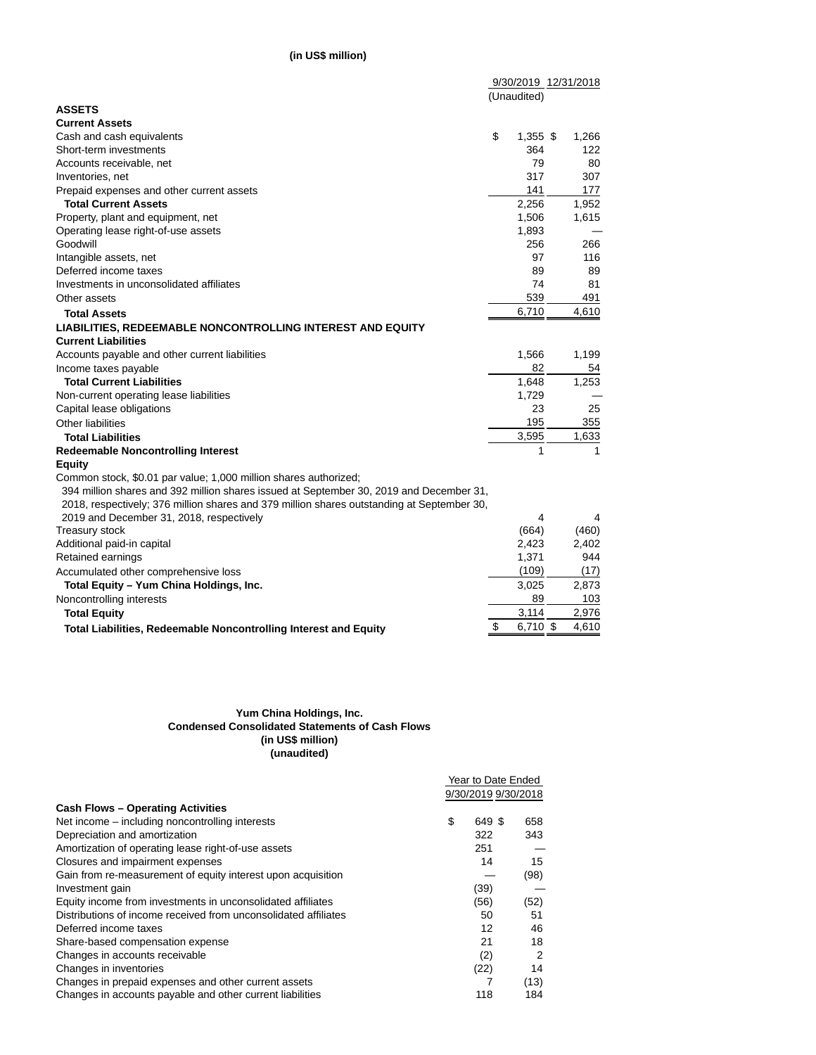**(in US$ million)**

| | 9/30/2019 (Unaudited) | 12/31/2018 |
|---|---|---|
| **ASSETS** | | |
| **Current Assets** | | |
| Cash and cash equivalents | $ 1,355 | $ 1,266 |
| Short-term investments | 364 | 122 |
| Accounts receivable, net | 79 | 80 |
| Inventories, net | 317 | 307 |
| Prepaid expenses and other current assets | 141 | 177 |
| **Total Current Assets** | 2,256 | 1,952 |
| Property, plant and equipment, net | 1,506 | 1,615 |
| Operating lease right-of-use assets | 1,893 | — |
| Goodwill | 256 | 266 |
| Intangible assets, net | 97 | 116 |
| Deferred income taxes | 89 | 89 |
| Investments in unconsolidated affiliates | 74 | 81 |
| Other assets | 539 | 491 |
| **Total Assets** | 6,710 | 4,610 |
| **LIABILITIES, REDEEMABLE NONCONTROLLING INTEREST AND EQUITY** | | |
| **Current Liabilities** | | |
| Accounts payable and other current liabilities | 1,566 | 1,199 |
| Income taxes payable | 82 | 54 |
| **Total Current Liabilities** | 1,648 | 1,253 |
| Non-current operating lease liabilities | 1,729 | — |
| Capital lease obligations | 23 | 25 |
| Other liabilities | 195 | 355 |
| **Total Liabilities** | 3,595 | 1,633 |
| **Redeemable Noncontrolling Interest** | 1 | 1 |
| **Equity** | | |
| Common stock, $0.01 par value; 1,000 million shares authorized; 394 million shares and 392 million shares issued at September 30, 2019 and December 31, 2018, respectively; 376 million shares and 379 million shares outstanding at September 30, 2019 and December 31, 2018, respectively | 4 | 4 |
| Treasury stock | (664) | (460) |
| Additional paid-in capital | 2,423 | 2,402 |
| Retained earnings | 1,371 | 944 |
| Accumulated other comprehensive loss | (109) | (17) |
| **Total Equity – Yum China Holdings, Inc.** | 3,025 | 2,873 |
| Noncontrolling interests | 89 | 103 |
| **Total Equity** | 3,114 | 2,976 |
| **Total Liabilities, Redeemable Noncontrolling Interest and Equity** | $ 6,710 | $ 4,610 |

**Yum China Holdings, Inc.**
**Condensed Consolidated Statements of Cash Flows**
**(in US$ million)**
**(unaudited)**

| | Year to Date Ended 9/30/2019 | Year to Date Ended 9/30/2018 |
|---|---|---|
| **Cash Flows – Operating Activities** | | |
| Net income – including noncontrolling interests | $ 649 | $ 658 |
| Depreciation and amortization | 322 | 343 |
| Amortization of operating lease right-of-use assets | 251 | — |
| Closures and impairment expenses | 14 | 15 |
| Gain from re-measurement of equity interest upon acquisition | — | (98) |
| Investment gain | (39) | — |
| Equity income from investments in unconsolidated affiliates | (56) | (52) |
| Distributions of income received from unconsolidated affiliates | 50 | 51 |
| Deferred income taxes | 12 | 46 |
| Share-based compensation expense | 21 | 18 |
| Changes in accounts receivable | (2) | 2 |
| Changes in inventories | (22) | 14 |
| Changes in prepaid expenses and other current assets | 7 | (13) |
| Changes in accounts payable and other current liabilities | 118 | 184 |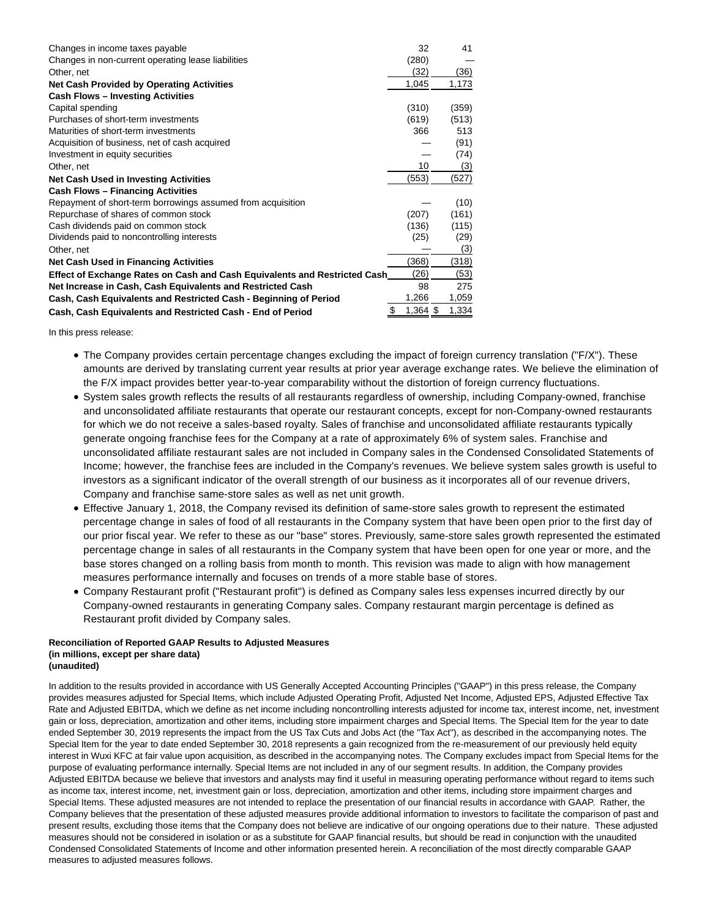| | | |
|---|---|---|
| Changes in income taxes payable | 32 | 41 |
| Changes in non-current operating lease liabilities | (280) | — |
| Other, net | (32) | (36) |
| **Net Cash Provided by Operating Activities** | 1,045 | 1,173 |
| **Cash Flows – Investing Activities** | | |
| Capital spending | (310) | (359) |
| Purchases of short-term investments | (619) | (513) |
| Maturities of short-term investments | 366 | 513 |
| Acquisition of business, net of cash acquired | — | (91) |
| Investment in equity securities | — | (74) |
| Other, net | 10 | (3) |
| **Net Cash Used in Investing Activities** | (553) | (527) |
| **Cash Flows – Financing Activities** | | |
| Repayment of short-term borrowings assumed from acquisition | — | (10) |
| Repurchase of shares of common stock | (207) | (161) |
| Cash dividends paid on common stock | (136) | (115) |
| Dividends paid to noncontrolling interests | (25) | (29) |
| Other, net | — | (3) |
| **Net Cash Used in Financing Activities** | (368) | (318) |
| **Effect of Exchange Rates on Cash and Cash Equivalents and Restricted Cash** | (26) | (53) |
| **Net Increase in Cash, Cash Equivalents and Restricted Cash** | 98 | 275 |
| **Cash, Cash Equivalents and Restricted Cash - Beginning of Period** | 1,266 | 1,059 |
| **Cash, Cash Equivalents and Restricted Cash - End of Period** | $ 1,364 | $ 1,334 |

In this press release:

- The Company provides certain percentage changes excluding the impact of foreign currency translation ("F/X"). These amounts are derived by translating current year results at prior year average exchange rates. We believe the elimination of the F/X impact provides better year-to-year comparability without the distortion of foreign currency fluctuations.
- System sales growth reflects the results of all restaurants regardless of ownership, including Company-owned, franchise and unconsolidated affiliate restaurants that operate our restaurant concepts, except for non-Company-owned restaurants for which we do not receive a sales-based royalty. Sales of franchise and unconsolidated affiliate restaurants typically generate ongoing franchise fees for the Company at a rate of approximately 6% of system sales. Franchise and unconsolidated affiliate restaurant sales are not included in Company sales in the Condensed Consolidated Statements of Income; however, the franchise fees are included in the Company's revenues. We believe system sales growth is useful to investors as a significant indicator of the overall strength of our business as it incorporates all of our revenue drivers, Company and franchise same-store sales as well as net unit growth.
- Effective January 1, 2018, the Company revised its definition of same-store sales growth to represent the estimated percentage change in sales of food of all restaurants in the Company system that have been open prior to the first day of our prior fiscal year. We refer to these as our "base" stores. Previously, same-store sales growth represented the estimated percentage change in sales of all restaurants in the Company system that have been open for one year or more, and the base stores changed on a rolling basis from month to month. This revision was made to align with how management measures performance internally and focuses on trends of a more stable base of stores.
- Company Restaurant profit ("Restaurant profit") is defined as Company sales less expenses incurred directly by our Company-owned restaurants in generating Company sales. Company restaurant margin percentage is defined as Restaurant profit divided by Company sales.

**Reconciliation of Reported GAAP Results to Adjusted Measures**
**(in millions, except per share data)**
**(unaudited)**

In addition to the results provided in accordance with US Generally Accepted Accounting Principles ("GAAP") in this press release, the Company provides measures adjusted for Special Items, which include Adjusted Operating Profit, Adjusted Net Income, Adjusted EPS, Adjusted Effective Tax Rate and Adjusted EBITDA, which we define as net income including noncontrolling interests adjusted for income tax, interest income, net, investment gain or loss, depreciation, amortization and other items, including store impairment charges and Special Items. The Special Item for the year to date ended September 30, 2019 represents the impact from the US Tax Cuts and Jobs Act (the "Tax Act"), as described in the accompanying notes. The Special Item for the year to date ended September 30, 2018 represents a gain recognized from the re-measurement of our previously held equity interest in Wuxi KFC at fair value upon acquisition, as described in the accompanying notes. The Company excludes impact from Special Items for the purpose of evaluating performance internally. Special Items are not included in any of our segment results. In addition, the Company provides Adjusted EBITDA because we believe that investors and analysts may find it useful in measuring operating performance without regard to items such as income tax, interest income, net, investment gain or loss, depreciation, amortization and other items, including store impairment charges and Special Items. These adjusted measures are not intended to replace the presentation of our financial results in accordance with GAAP. Rather, the Company believes that the presentation of these adjusted measures provide additional information to investors to facilitate the comparison of past and present results, excluding those items that the Company does not believe are indicative of our ongoing operations due to their nature. These adjusted measures should not be considered in isolation or as a substitute for GAAP financial results, but should be read in conjunction with the unaudited Condensed Consolidated Statements of Income and other information presented herein. A reconciliation of the most directly comparable GAAP measures to adjusted measures follows.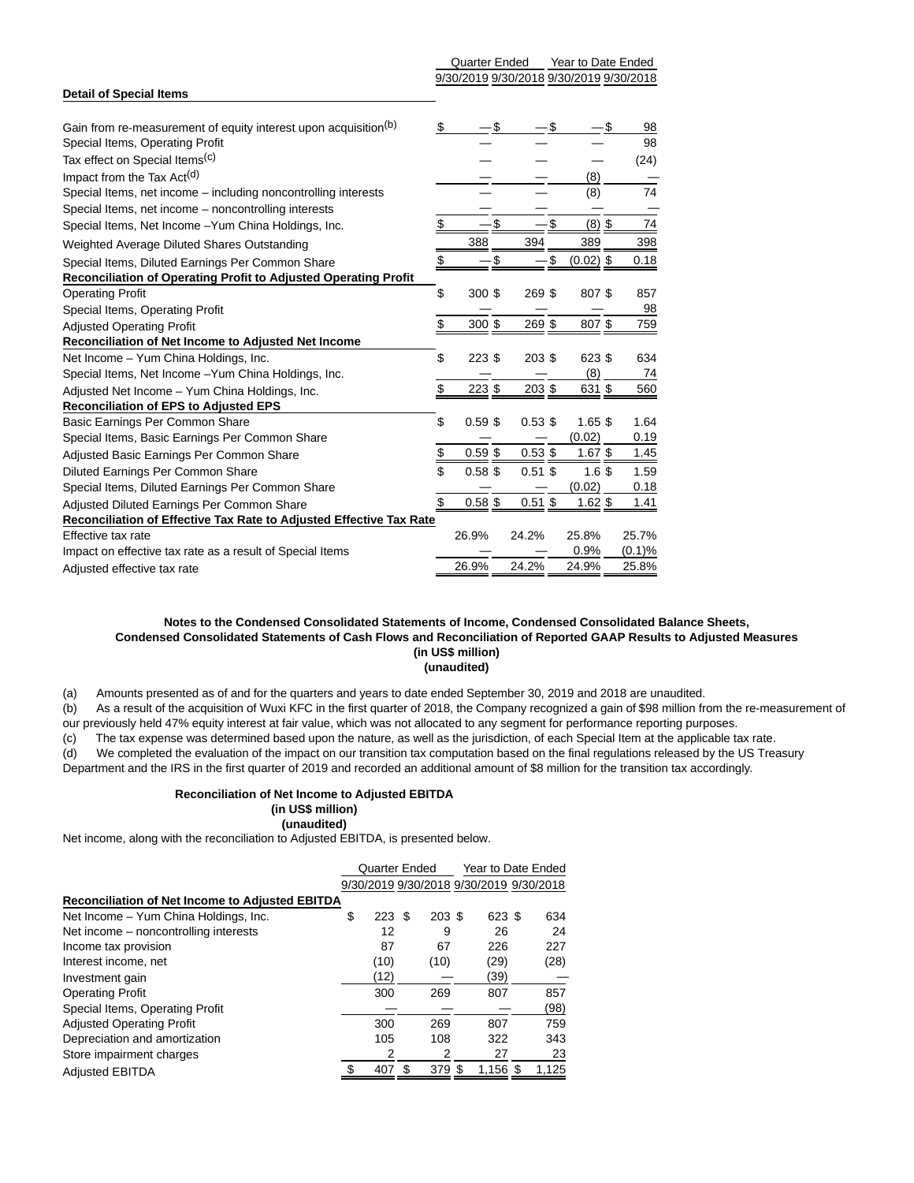| | Quarter Ended | | Year to Date Ended | |
|---|---|---|---|---|
| | 9/30/2019 | 9/30/2018 | 9/30/2019 | 9/30/2018 |
| **Detail of Special Items** | | | | |
| Gain from re-measurement of equity interest upon acquisition[(b)] | $ — | $ — | $ — | $ 98 |
| Special Items, Operating Profit | — | — | — | 98 |
| Tax effect on Special Items[(c)] | — | — | — | (24) |
| Impact from the Tax Act[(d)] | — | — | (8) | — |
| Special Items, net income – including noncontrolling interests | — | — | (8) | 74 |
| Special Items, net income – noncontrolling interests | — | — | — | — |
| Special Items, Net Income –Yum China Holdings, Inc. | $ — | $ — | $ (8) | $ 74 |
| Weighted Average Diluted Shares Outstanding | 388 | 394 | 389 | 398 |
| Special Items, Diluted Earnings Per Common Share | $ — | $ — | $ (0.02) | $ 0.18 |
| **Reconciliation of Operating Profit to Adjusted Operating Profit** | | | | |
| Operating Profit | $ 300 | $ 269 | $ 807 | $ 857 |
| Special Items, Operating Profit | — | — | — | 98 |
| Adjusted Operating Profit | $ 300 | $ 269 | $ 807 | $ 759 |
| **Reconciliation of Net Income to Adjusted Net Income** | | | | |
| Net Income – Yum China Holdings, Inc. | $ 223 | $ 203 | $ 623 | $ 634 |
| Special Items, Net Income –Yum China Holdings, Inc. | — | — | (8) | 74 |
| Adjusted Net Income – Yum China Holdings, Inc. | $ 223 | $ 203 | $ 631 | $ 560 |
| **Reconciliation of EPS to Adjusted EPS** | | | | |
| Basic Earnings Per Common Share | $ 0.59 | $ 0.53 | $ 1.65 | $ 1.64 |
| Special Items, Basic Earnings Per Common Share | — | — | (0.02) | 0.19 |
| Adjusted Basic Earnings Per Common Share | $ 0.59 | $ 0.53 | $ 1.67 | $ 1.45 |
| Diluted Earnings Per Common Share | $ 0.58 | $ 0.51 | $ 1.6 | $ 1.59 |
| Special Items, Diluted Earnings Per Common Share | — | — | (0.02) | 0.18 |
| Adjusted Diluted Earnings Per Common Share | $ 0.58 | $ 0.51 | $ 1.62 | $ 1.41 |
| **Reconciliation of Effective Tax Rate to Adjusted Effective Tax Rate** | | | | |
| Effective tax rate | 26.9% | 24.2% | 25.8% | 25.7% |
| Impact on effective tax rate as a result of Special Items | — | — | 0.9% | (0.1)% |
| Adjusted effective tax rate | 26.9% | 24.2% | 24.9% | 25.8% |

**Notes to the Condensed Consolidated Statements of Income, Condensed Consolidated Balance Sheets, Condensed Consolidated Statements of Cash Flows and Reconciliation of Reported GAAP Results to Adjusted Measures**
**(in US$ million)**
**(unaudited)**

(a) Amounts presented as of and for the quarters and years to date ended September 30, 2019 and 2018 are unaudited.

(b) As a result of the acquisition of Wuxi KFC in the first quarter of 2018, the Company recognized a gain of $98 million from the re-measurement of our previously held 47% equity interest at fair value, which was not allocated to any segment for performance reporting purposes.

(c) The tax expense was determined based upon the nature, as well as the jurisdiction, of each Special Item at the applicable tax rate.

(d) We completed the evaluation of the impact on our transition tax computation based on the final regulations released by the US Treasury Department and the IRS in the first quarter of 2019 and recorded an additional amount of $8 million for the transition tax accordingly.

**Reconciliation of Net Income to Adjusted EBITDA**
**(in US$ million)**
**(unaudited)**

Net income, along with the reconciliation to Adjusted EBITDA, is presented below.

| | Quarter Ended | | Year to Date Ended | |
|---|---|---|---|---|
| | 9/30/2019 | 9/30/2018 | 9/30/2019 | 9/30/2018 |
| **Reconciliation of Net Income to Adjusted EBITDA** | | | | |
| Net Income – Yum China Holdings, Inc. | $ 223 | $ 203 | $ 623 | $ 634 |
| Net income – noncontrolling interests | 12 | 9 | 26 | 24 |
| Income tax provision | 87 | 67 | 226 | 227 |
| Interest income, net | (10) | (10) | (29) | (28) |
| Investment gain | (12) | — | (39) | — |
| Operating Profit | 300 | 269 | 807 | 857 |
| Special Items, Operating Profit | — | — | — | (98) |
| Adjusted Operating Profit | 300 | 269 | 807 | 759 |
| Depreciation and amortization | 105 | 108 | 322 | 343 |
| Store impairment charges | 2 | 2 | 27 | 23 |
| Adjusted EBITDA | $ 407 | $ 379 | $ 1,156 | $ 1,125 |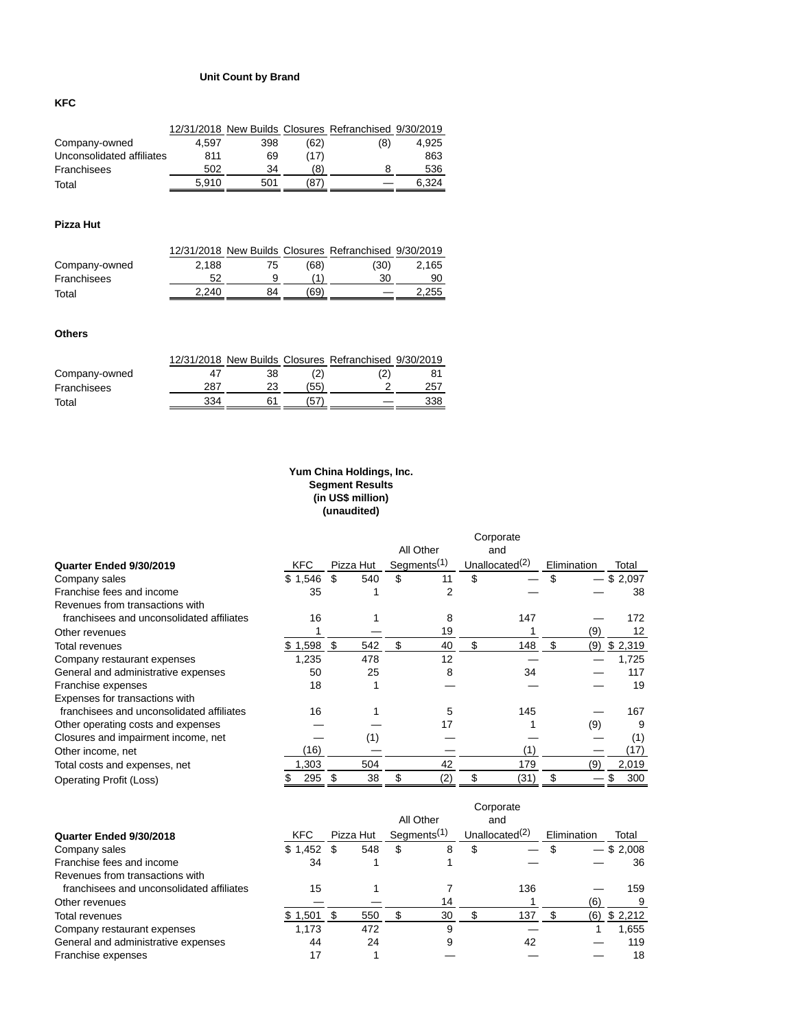## Unit Count by Brand

### KFC

| | 12/31/2018 | New Builds | Closures | Refranchised | 9/30/2019 |
|---|---|---|---|---|---|
| Company-owned | 4,597 | 398 | (62) | (8) | 4,925 |
| Unconsolidated affiliates | 811 | 69 | (17) | | 863 |
| Franchisees | 502 | 34 | (8) | 8 | 536 |
| Total | 5,910 | 501 | (87) | — | 6,324 |

### Pizza Hut

| | 12/31/2018 | New Builds | Closures | Refranchised | 9/30/2019 |
|---|---|---|---|---|---|
| Company-owned | 2,188 | 75 | (68) | (30) | 2,165 |
| Franchisees | 52 | 9 | (1) | 30 | 90 |
| Total | 2,240 | 84 | (69) | — | 2,255 |

### Others

| | 12/31/2018 | New Builds | Closures | Refranchised | 9/30/2019 |
|---|---|---|---|---|---|
| Company-owned | 47 | 38 | (2) | (2) | 81 |
| Franchisees | 287 | 23 | (55) | 2 | 257 |
| Total | 334 | 61 | (57) | — | 338 |

**Yum China Holdings, Inc.**
**Segment Results**
**(in US$ million)**
**(unaudited)**

| Quarter Ended 9/30/2019 | KFC | Pizza Hut | All Other Segments(1) | Corporate and Unallocated(2) | Elimination | Total |
|---|---|---|---|---|---|---|
| Company sales | $ 1,546 | $ 540 | $ 11 | $ — | $ — | $ 2,097 |
| Franchise fees and income | 35 | 1 | 2 | — | — | 38 |
| Revenues from transactions with franchisees and unconsolidated affiliates | 16 | 1 | 8 | 147 | — | 172 |
| Other revenues | 1 | — | 19 | 1 | (9) | 12 |
| Total revenues | $ 1,598 | $ 542 | $ 40 | $ 148 | $ (9) | $ 2,319 |
| Company restaurant expenses | 1,235 | 478 | 12 | — | — | 1,725 |
| General and administrative expenses | 50 | 25 | 8 | 34 | — | 117 |
| Franchise expenses | 18 | 1 | — | — | — | 19 |
| Expenses for transactions with franchisees and unconsolidated affiliates | 16 | 1 | 5 | 145 | — | 167 |
| Other operating costs and expenses | — | — | 17 | 1 | (9) | 9 |
| Closures and impairment income, net | — | (1) | — | — | — | (1) |
| Other income, net | (16) | — | — | (1) | — | (17) |
| Total costs and expenses, net | 1,303 | 504 | 42 | 179 | (9) | 2,019 |
| Operating Profit (Loss) | $ 295 | $ 38 | $ (2) | $ (31) | $ — | $ 300 |

| Quarter Ended 9/30/2018 | KFC | Pizza Hut | All Other Segments(1) | Corporate and Unallocated(2) | Elimination | Total |
|---|---|---|---|---|---|---|
| Company sales | $ 1,452 | $ 548 | $ 8 | $ — | $ — | $ 2,008 |
| Franchise fees and income | 34 | 1 | 1 | — | — | 36 |
| Revenues from transactions with franchisees and unconsolidated affiliates | 15 | 1 | 7 | 136 | — | 159 |
| Other revenues | — | — | 14 | 1 | (6) | 9 |
| Total revenues | $ 1,501 | $ 550 | $ 30 | $ 137 | $ (6) | $ 2,212 |
| Company restaurant expenses | 1,173 | 472 | 9 | — | 1 | 1,655 |
| General and administrative expenses | 44 | 24 | 9 | 42 | — | 119 |
| Franchise expenses | 17 | 1 | — | — | — | 18 |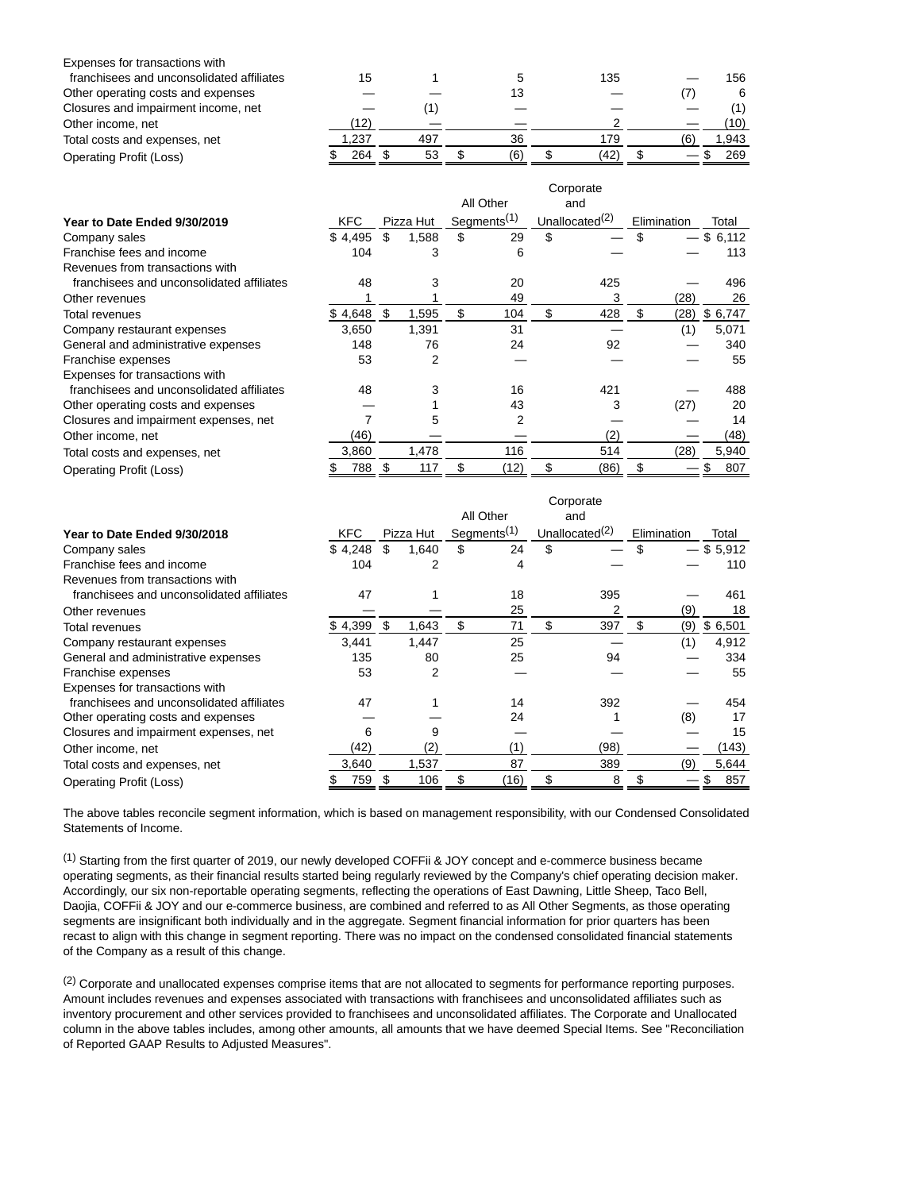| | | | | | | |
|---|---|---|---|---|---|---|
| Expenses for transactions with franchisees and unconsolidated affiliates | 15 | 1 | 5 | 135 | — | 156 |
| Other operating costs and expenses | — | — | 13 | — | (7) | 6 |
| Closures and impairment income, net | — | (1) | — | — | — | (1) |
| Other income, net | (12) | — | — | 2 | — | (10) |
| Total costs and expenses, net | 1,237 | 497 | 36 | 179 | (6) | 1,943 |
| Operating Profit (Loss) | $ 264 | $ 53 | $ (6) | $ (42) | $ — | $ 269 |

| **Year to Date Ended 9/30/2019** | KFC | Pizza Hut | All Other Segments[(1)] | Corporate and Unallocated[(2)] | Elimination | Total |
|---|---|---|---|---|---|---|
| Company sales | $ 4,495 | $ 1,588 | $ 29 | $ — | $ — | $ 6,112 |
| Franchise fees and income | 104 | 3 | 6 | — | — | 113 |
| Revenues from transactions with franchisees and unconsolidated affiliates | 48 | 3 | 20 | 425 | — | 496 |
| Other revenues | 1 | 1 | 49 | 3 | (28) | 26 |
| Total revenues | $ 4,648 | $ 1,595 | $ 104 | $ 428 | $ (28) | $ 6,747 |
| Company restaurant expenses | 3,650 | 1,391 | 31 | — | (1) | 5,071 |
| General and administrative expenses | 148 | 76 | 24 | 92 | — | 340 |
| Franchise expenses | 53 | 2 | — | — | — | 55 |
| Expenses for transactions with franchisees and unconsolidated affiliates | 48 | 3 | 16 | 421 | — | 488 |
| Other operating costs and expenses | — | 1 | 43 | 3 | (27) | 20 |
| Closures and impairment expenses, net | 7 | 5 | 2 | — | — | 14 |
| Other income, net | (46) | — | — | (2) | — | (48) |
| Total costs and expenses, net | 3,860 | 1,478 | 116 | 514 | (28) | 5,940 |
| Operating Profit (Loss) | $ 788 | $ 117 | $ (12) | $ (86) | $ — | $ 807 |

| **Year to Date Ended 9/30/2018** | KFC | Pizza Hut | All Other Segments[(1)] | Corporate and Unallocated[(2)] | Elimination | Total |
|---|---|---|---|---|---|---|
| Company sales | $ 4,248 | $ 1,640 | $ 24 | $ — | $ — | $ 5,912 |
| Franchise fees and income | 104 | 2 | 4 | — | — | 110 |
| Revenues from transactions with franchisees and unconsolidated affiliates | 47 | 1 | 18 | 395 | — | 461 |
| Other revenues | — | — | 25 | 2 | (9) | 18 |
| Total revenues | $ 4,399 | $ 1,643 | $ 71 | $ 397 | $ (9) | $ 6,501 |
| Company restaurant expenses | 3,441 | 1,447 | 25 | — | (1) | 4,912 |
| General and administrative expenses | 135 | 80 | 25 | 94 | — | 334 |
| Franchise expenses | 53 | 2 | — | — | — | 55 |
| Expenses for transactions with franchisees and unconsolidated affiliates | 47 | 1 | 14 | 392 | — | 454 |
| Other operating costs and expenses | — | — | 24 | 1 | (8) | 17 |
| Closures and impairment expenses, net | 6 | 9 | — | — | — | 15 |
| Other income, net | (42) | (2) | (1) | (98) | — | (143) |
| Total costs and expenses, net | 3,640 | 1,537 | 87 | 389 | (9) | 5,644 |
| Operating Profit (Loss) | $ 759 | $ 106 | $ (16) | $ 8 | $ — | $ 857 |

The above tables reconcile segment information, which is based on management responsibility, with our Condensed Consolidated Statements of Income.

(1) Starting from the first quarter of 2019, our newly developed COFFii & JOY concept and e-commerce business became operating segments, as their financial results started being regularly reviewed by the Company's chief operating decision maker. Accordingly, our six non-reportable operating segments, reflecting the operations of East Dawning, Little Sheep, Taco Bell, Daojia, COFFii & JOY and our e-commerce business, are combined and referred to as All Other Segments, as those operating segments are insignificant both individually and in the aggregate. Segment financial information for prior quarters has been recast to align with this change in segment reporting. There was no impact on the condensed consolidated financial statements of the Company as a result of this change.

(2) Corporate and unallocated expenses comprise items that are not allocated to segments for performance reporting purposes. Amount includes revenues and expenses associated with transactions with franchisees and unconsolidated affiliates such as inventory procurement and other services provided to franchisees and unconsolidated affiliates. The Corporate and Unallocated column in the above tables includes, among other amounts, all amounts that we have deemed Special Items. See "Reconciliation of Reported GAAP Results to Adjusted Measures".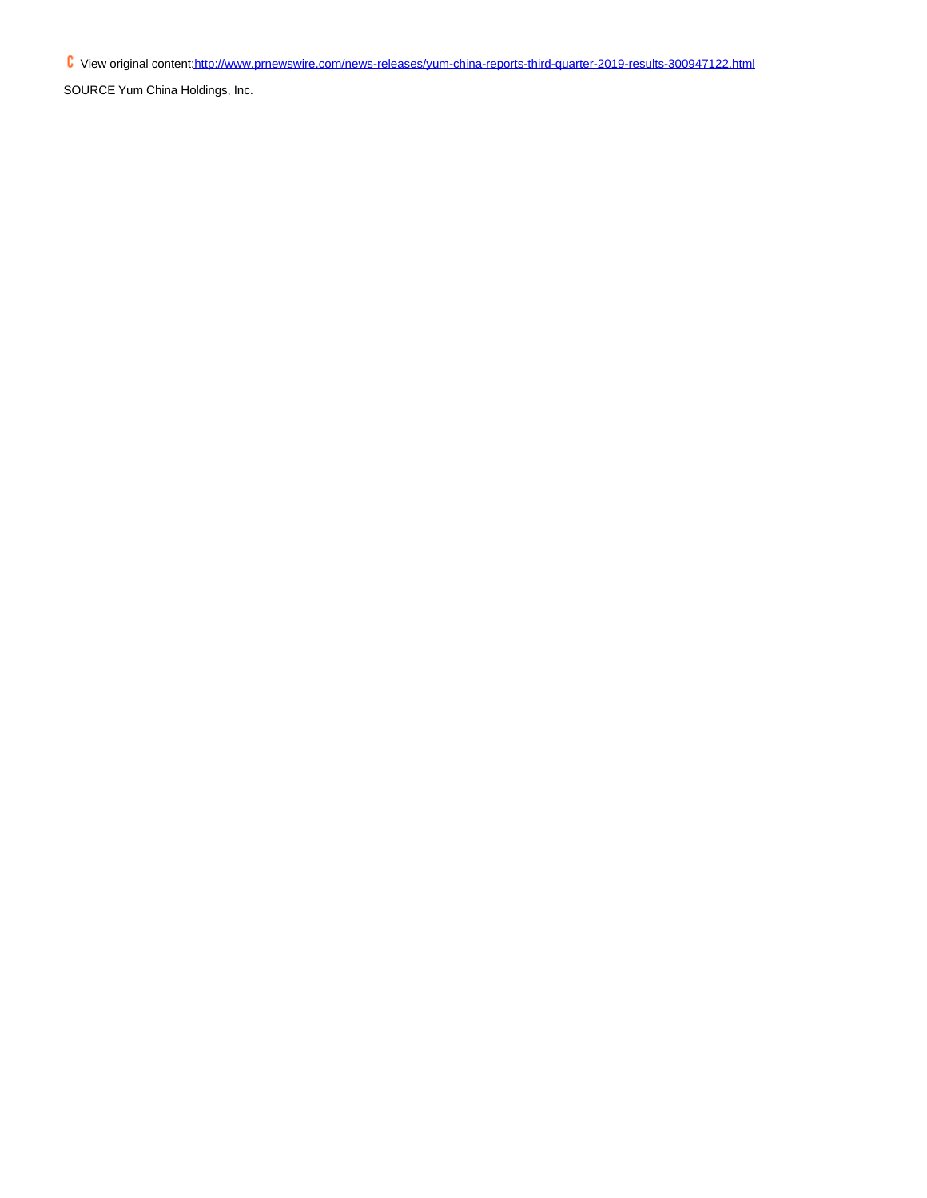View original content:http://www.prnewswire.com/news-releases/yum-china-reports-third-quarter-2019-results-300947122.html

SOURCE Yum China Holdings, Inc.